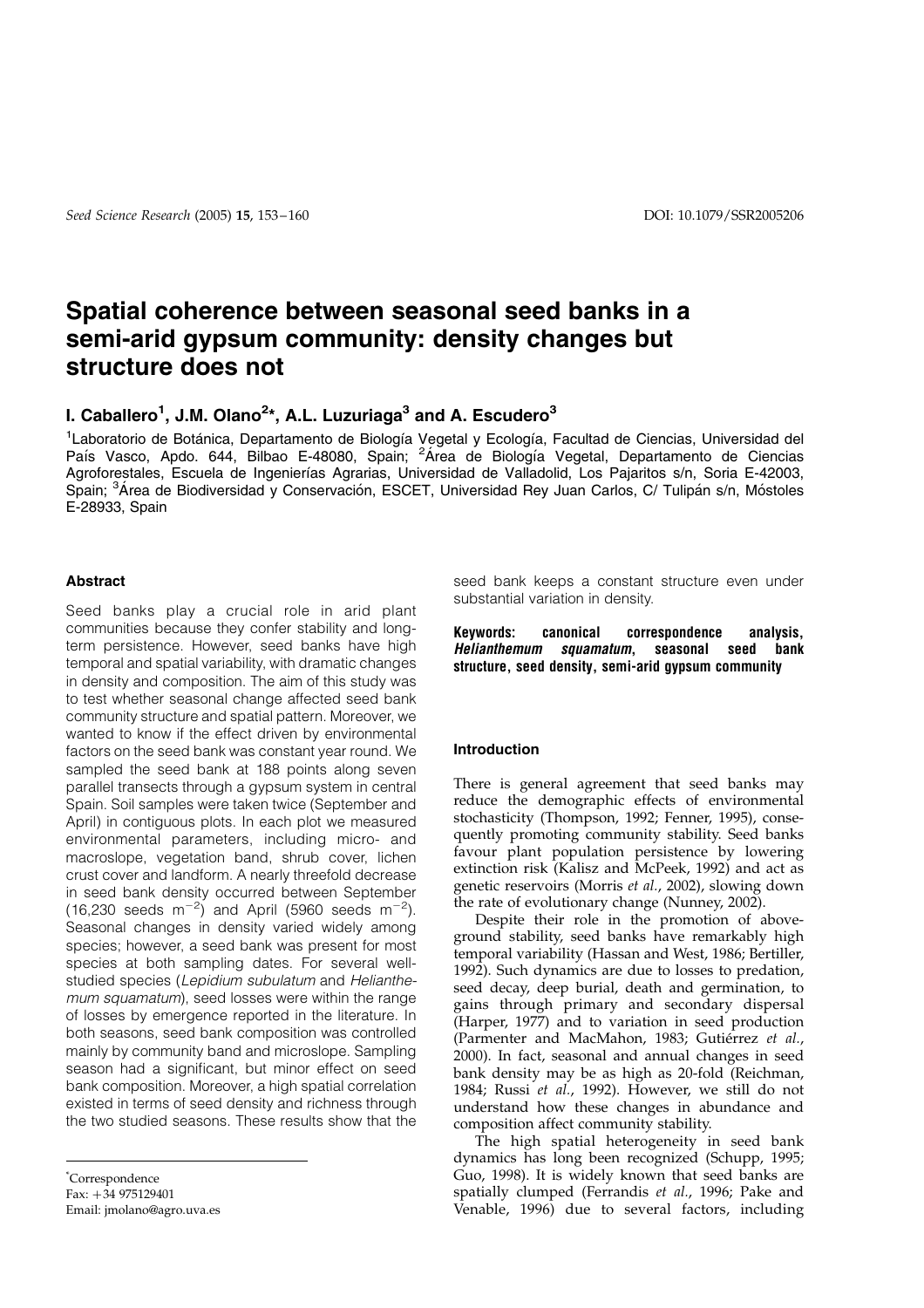# Spatial coherence between seasonal seed banks in a semi-arid gypsum community: density changes but structure does not

**I. Caballero[1], J.M. Olano[2]*, A.L. Luzuriaga[3] and A. Escudero[3]**

[1]Laboratorio de Botánica, Departamento de Biología Vegetal y Ecología, Facultad de Ciencias, Universidad del País Vasco, Apdo. 644, Bilbao E-48080, Spain; [2]Área de Biología Vegetal, Departamento de Ciencias Agroforestales, Escuela de Ingenierías Agrarias, Universidad de Valladolid, Los Pajaritos s/n, Soria E-42003, Spain; [3]Área de Biodiversidad y Conservación, ESCET, Universidad Rey Juan Carlos, C/ Tulipán s/n, Móstoles E-28933, Spain

### Abstract

Seed banks play a crucial role in arid plant communities because they confer stability and long-term persistence. However, seed banks have high temporal and spatial variability, with dramatic changes in density and composition. The aim of this study was to test whether seasonal change affected seed bank community structure and spatial pattern. Moreover, we wanted to know if the effect driven by environmental factors on the seed bank was constant year round. We sampled the seed bank at 188 points along seven parallel transects through a gypsum system in central Spain. Soil samples were taken twice (September and April) in contiguous plots. In each plot we measured environmental parameters, including micro- and macroslope, vegetation band, shrub cover, lichen crust cover and landform. A nearly threefold decrease in seed bank density occurred between September (16,230 seeds $m^{-2}$) and April (5960 seeds $m^{-2}$). Seasonal changes in density varied widely among species; however, a seed bank was present for most species at both sampling dates. For several well-studied species (*Lepidium subulatum* and *Helianthemum squamatum*), seed losses were within the range of losses by emergence reported in the literature. In both seasons, seed bank composition was controlled mainly by community band and microslope. Sampling season had a significant, but minor effect on seed bank composition. Moreover, a high spatial correlation existed in terms of seed density and richness through the two studied seasons. These results show that the seed bank keeps a constant structure even under substantial variation in density.

**Keywords: canonical correspondence analysis, *Helianthemum squamatum*, seasonal seed bank structure, seed density, semi-arid gypsum community**

*Correspondence
Fax: +34 975129401
Email: jmolano@agro.uva.es

### Introduction

There is general agreement that seed banks may reduce the demographic effects of environmental stochasticity (Thompson, 1992; Fenner, 1995), consequently promoting community stability. Seed banks favour plant population persistence by lowering extinction risk (Kalisz and McPeek, 1992) and act as genetic reservoirs (Morris *et al.*, 2002), slowing down the rate of evolutionary change (Nunney, 2002).

Despite their role in the promotion of above-ground stability, seed banks have remarkably high temporal variability (Hassan and West, 1986; Bertiller, 1992). Such dynamics are due to losses to predation, seed decay, deep burial, death and germination, to gains through primary and secondary dispersal (Harper, 1977) and to variation in seed production (Parmenter and MacMahon, 1983; Gutiérrez *et al.*, 2000). In fact, seasonal and annual changes in seed bank density may be as high as 20-fold (Reichman, 1984; Russi *et al.*, 1992). However, we still do not understand how these changes in abundance and composition affect community stability.

The high spatial heterogeneity in seed bank dynamics has long been recognized (Schupp, 1995; Guo, 1998). It is widely known that seed banks are spatially clumped (Ferrandis *et al.*, 1996; Pake and Venable, 1996) due to several factors, including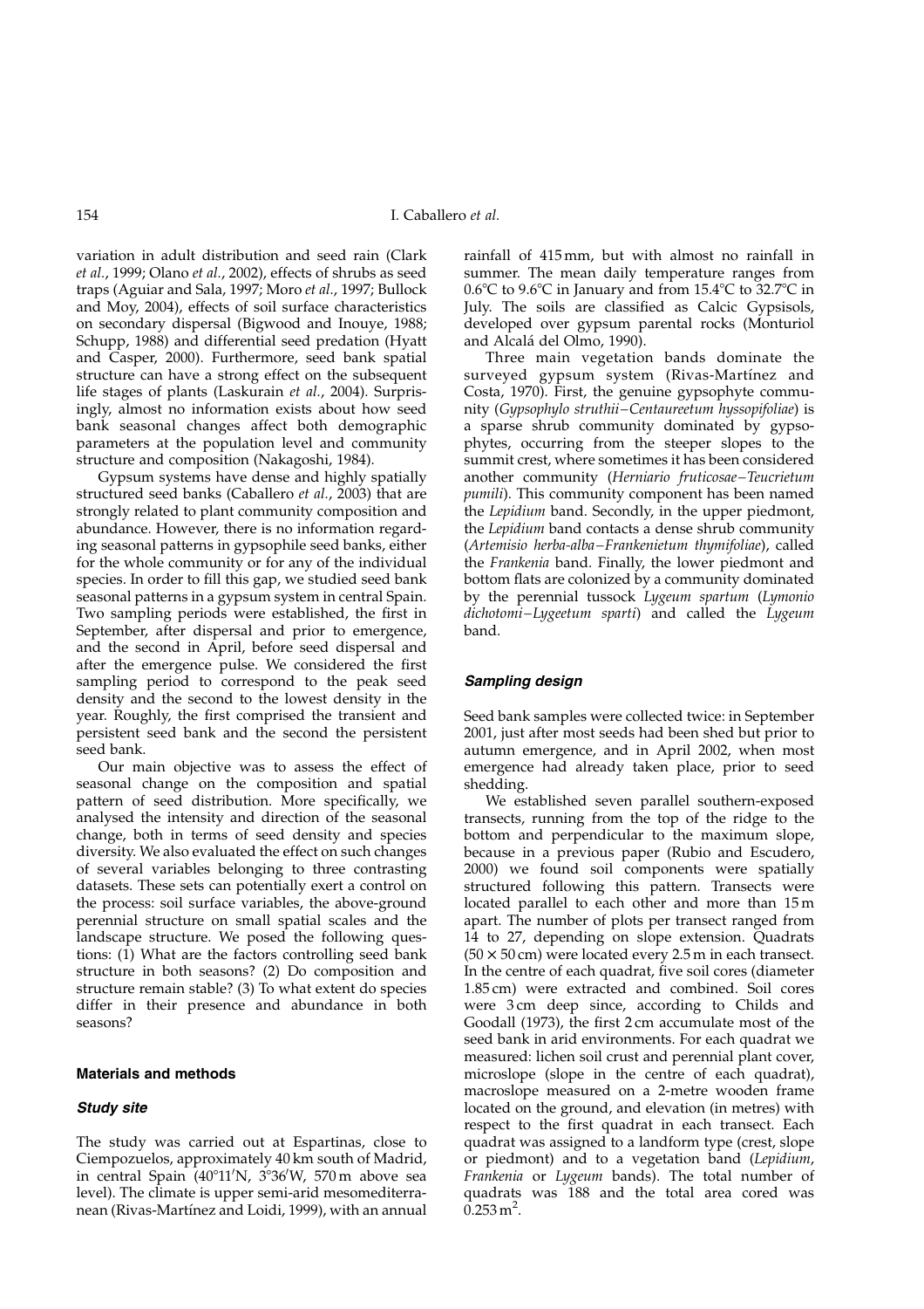variation in adult distribution and seed rain (Clark *et al.*, 1999; Olano *et al.*, 2002), effects of shrubs as seed traps (Aguiar and Sala, 1997; Moro *et al.*, 1997; Bullock and Moy, 2004), effects of soil surface characteristics on secondary dispersal (Bigwood and Inouye, 1988; Schupp, 1988) and differential seed predation (Hyatt and Casper, 2000). Furthermore, seed bank spatial structure can have a strong effect on the subsequent life stages of plants (Laskurain *et al.*, 2004). Surprisingly, almost no information exists about how seed bank seasonal changes affect both demographic parameters at the population level and community structure and composition (Nakagoshi, 1984).

Gypsum systems have dense and highly spatially structured seed banks (Caballero *et al.*, 2003) that are strongly related to plant community composition and abundance. However, there is no information regarding seasonal patterns in gypsophile seed banks, either for the whole community or for any of the individual species. In order to fill this gap, we studied seed bank seasonal patterns in a gypsum system in central Spain. Two sampling periods were established, the first in September, after dispersal and prior to emergence, and the second in April, before seed dispersal and after the emergence pulse. We considered the first sampling period to correspond to the peak seed density and the second to the lowest density in the year. Roughly, the first comprised the transient and persistent seed bank and the second the persistent seed bank.

Our main objective was to assess the effect of seasonal change on the composition and spatial pattern of seed distribution. More specifically, we analysed the intensity and direction of the seasonal change, both in terms of seed density and species diversity. We also evaluated the effect on such changes of several variables belonging to three contrasting datasets. These sets can potentially exert a control on the process: soil surface variables, the above-ground perennial structure on small spatial scales and the landscape structure. We posed the following questions: (1) What are the factors controlling seed bank structure in both seasons? (2) Do composition and structure remain stable? (3) To what extent do species differ in their presence and abundance in both seasons?

## Materials and methods

### Study site

The study was carried out at Espartinas, close to Ciempozuelos, approximately 40 km south of Madrid, in central Spain (40°11′N, 3°36′W, 570 m above sea level). The climate is upper semi-arid mesomediterranean (Rivas-Martínez and Loidi, 1999), with an annual rainfall of 415 mm, but with almost no rainfall in summer. The mean daily temperature ranges from 0.6°C to 9.6°C in January and from 15.4°C to 32.7°C in July. The soils are classified as Calcic Gypsisols, developed over gypsum parental rocks (Monturiol and Alcalá del Olmo, 1990).

Three main vegetation bands dominate the surveyed gypsum system (Rivas-Martínez and Costa, 1970). First, the genuine gypsophyte community (*Gypsophylo struthii–Centaureetum hyssopifoliae*) is a sparse shrub community dominated by gypsophytes, occurring from the steeper slopes to the summit crest, where sometimes it has been considered another community (*Herniario fruticosae–Teucrietum pumili*). This community component has been named the *Lepidium* band. Secondly, in the upper piedmont, the *Lepidium* band contacts a dense shrub community (*Artemisio herba-alba–Frankenietum thymifoliae*), called the *Frankenia* band. Finally, the lower piedmont and bottom flats are colonized by a community dominated by the perennial tussock *Lygeum spartum* (*Lymonio dichotomi–Lygeetum sparti*) and called the *Lygeum* band.

### Sampling design

Seed bank samples were collected twice: in September 2001, just after most seeds had been shed but prior to autumn emergence, and in April 2002, when most emergence had already taken place, prior to seed shedding.

We established seven parallel southern-exposed transects, running from the top of the ridge to the bottom and perpendicular to the maximum slope, because in a previous paper (Rubio and Escudero, 2000) we found soil components were spatially structured following this pattern. Transects were located parallel to each other and more than 15 m apart. The number of plots per transect ranged from 14 to 27, depending on slope extension. Quadrats (50 × 50 cm) were located every 2.5 m in each transect. In the centre of each quadrat, five soil cores (diameter 1.85 cm) were extracted and combined. Soil cores were 3 cm deep since, according to Childs and Goodall (1973), the first 2 cm accumulate most of the seed bank in arid environments. For each quadrat we measured: lichen soil crust and perennial plant cover, microslope (slope in the centre of each quadrat), macroslope measured on a 2-metre wooden frame located on the ground, and elevation (in metres) with respect to the first quadrat in each transect. Each quadrat was assigned to a landform type (crest, slope or piedmont) and to a vegetation band (*Lepidium*, *Frankenia* or *Lygeum* bands). The total number of quadrats was 188 and the total area cored was $0.253\ m^2$.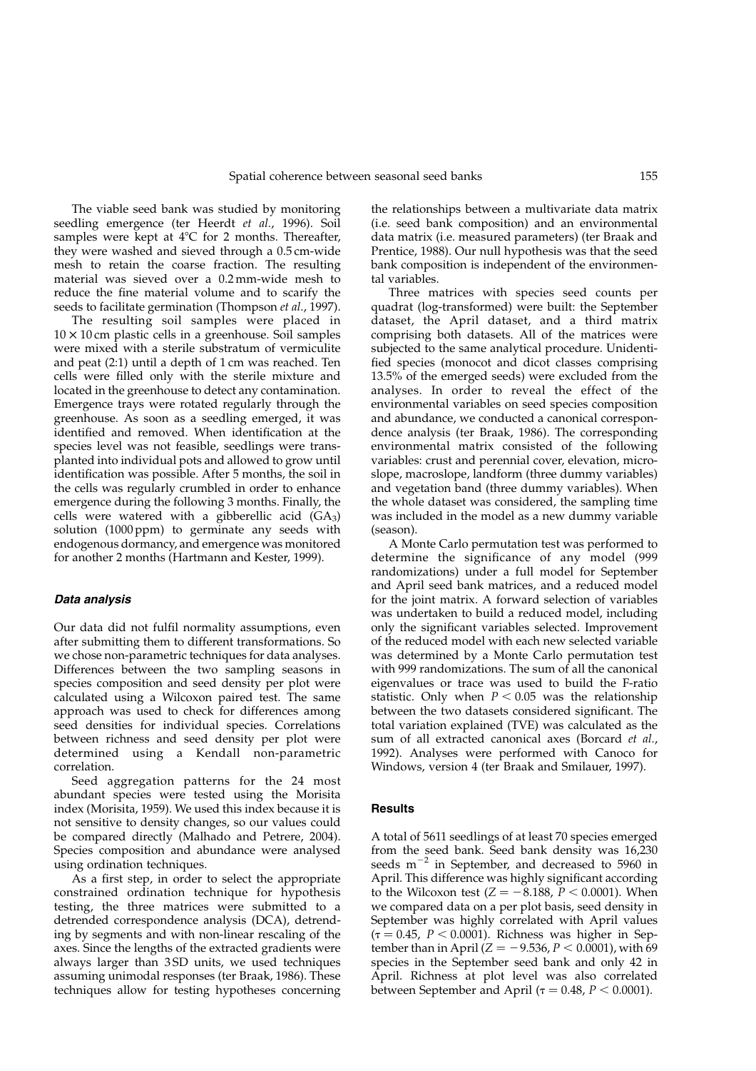The viable seed bank was studied by monitoring seedling emergence (ter Heerdt *et al.*, 1996). Soil samples were kept at 4°C for 2 months. Thereafter, they were washed and sieved through a 0.5 cm-wide mesh to retain the coarse fraction. The resulting material was sieved over a 0.2 mm-wide mesh to reduce the fine material volume and to scarify the seeds to facilitate germination (Thompson *et al.*, 1997).

The resulting soil samples were placed in $10 \times 10$ cm plastic cells in a greenhouse. Soil samples were mixed with a sterile substratum of vermiculite and peat (2:1) until a depth of 1 cm was reached. Ten cells were filled only with the sterile mixture and located in the greenhouse to detect any contamination. Emergence trays were rotated regularly through the greenhouse. As soon as a seedling emerged, it was identified and removed. When identification at the species level was not feasible, seedlings were transplanted into individual pots and allowed to grow until identification was possible. After 5 months, the soil in the cells was regularly crumbled in order to enhance emergence during the following 3 months. Finally, the cells were watered with a gibberellic acid ($GA_3$) solution (1000 ppm) to germinate any seeds with endogenous dormancy, and emergence was monitored for another 2 months (Hartmann and Kester, 1999).

### Data analysis

Our data did not fulfil normality assumptions, even after submitting them to different transformations. So we chose non-parametric techniques for data analyses. Differences between the two sampling seasons in species composition and seed density per plot were calculated using a Wilcoxon paired test. The same approach was used to check for differences among seed densities for individual species. Correlations between richness and seed density per plot were determined using a Kendall non-parametric correlation.

Seed aggregation patterns for the 24 most abundant species were tested using the Morisita index (Morisita, 1959). We used this index because it is not sensitive to density changes, so our values could be compared directly (Malhado and Petrere, 2004). Species composition and abundance were analysed using ordination techniques.

As a first step, in order to select the appropriate constrained ordination technique for hypothesis testing, the three matrices were submitted to a detrended correspondence analysis (DCA), detrending by segments and with non-linear rescaling of the axes. Since the lengths of the extracted gradients were always larger than 3 SD units, we used techniques assuming unimodal responses (ter Braak, 1986). These techniques allow for testing hypotheses concerning the relationships between a multivariate data matrix (i.e. seed bank composition) and an environmental data matrix (i.e. measured parameters) (ter Braak and Prentice, 1988). Our null hypothesis was that the seed bank composition is independent of the environmental variables.

Three matrices with species seed counts per quadrat (log-transformed) were built: the September dataset, the April dataset, and a third matrix comprising both datasets. All of the matrices were subjected to the same analytical procedure. Unidentified species (monocot and dicot classes comprising 13.5% of the emerged seeds) were excluded from the analyses. In order to reveal the effect of the environmental variables on seed species composition and abundance, we conducted a canonical correspondence analysis (ter Braak, 1986). The corresponding environmental matrix consisted of the following variables: crust and perennial cover, elevation, microslope, macroslope, landform (three dummy variables) and vegetation band (three dummy variables). When the whole dataset was considered, the sampling time was included in the model as a new dummy variable (season).

A Monte Carlo permutation test was performed to determine the significance of any model (999 randomizations) under a full model for September and April seed bank matrices, and a reduced model for the joint matrix. A forward selection of variables was undertaken to build a reduced model, including only the significant variables selected. Improvement of the reduced model with each new selected variable was determined by a Monte Carlo permutation test with 999 randomizations. The sum of all the canonical eigenvalues or trace was used to build the F-ratio statistic. Only when $P < 0.05$ was the relationship between the two datasets considered significant. The total variation explained (TVE) was calculated as the sum of all extracted canonical axes (Borcard *et al.*, 1992). Analyses were performed with Canoco for Windows, version 4 (ter Braak and Smilauer, 1997).

### Results

A total of 5611 seedlings of at least 70 species emerged from the seed bank. Seed bank density was 16,230 seeds $m^{-2}$ in September, and decreased to 5960 in April. This difference was highly significant according to the Wilcoxon test ($Z = -8.188$, $P < 0.0001$). When we compared data on a per plot basis, seed density in September was highly correlated with April values ($\tau = 0.45$, $P < 0.0001$). Richness was higher in September than in April ($Z = -9.536$, $P < 0.0001$), with 69 species in the September seed bank and only 42 in April. Richness at plot level was also correlated between September and April ($\tau = 0.48$, $P < 0.0001$).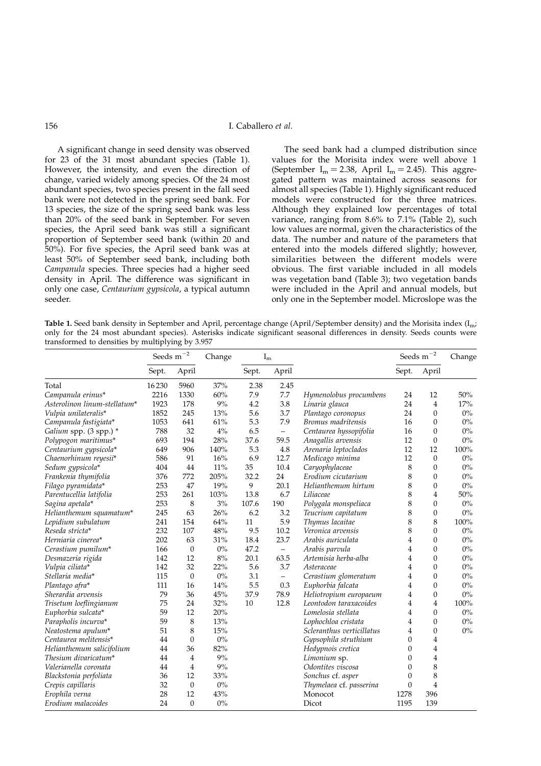A significant change in seed density was observed for 23 of the 31 most abundant species (Table 1). However, the intensity, and even the direction of change, varied widely among species. Of the 24 most abundant species, two species present in the fall seed bank were not detected in the spring seed bank. For 13 species, the size of the spring seed bank was less than 20% of the seed bank in September. For seven species, the April seed bank was still a significant proportion of September seed bank (within 20 and 50%). For five species, the April seed bank was at least 50% of September seed bank, including both *Campanula* species. Three species had a higher seed density in April. The difference was significant in only one case, *Centaurium gypsicola*, a typical autumn seeder.

The seed bank had a clumped distribution since values for the Morisita index were well above 1 (September $I_m = 2.38$, April $I_m = 2.45$). This aggregated pattern was maintained across seasons for almost all species (Table 1). Highly significant reduced models were constructed for the three matrices. Although they explained low percentages of total variance, ranging from 8.6% to 7.1% (Table 2), such low values are normal, given the characteristics of the data. The number and nature of the parameters that entered into the models differed slightly; however, similarities between the different models were obvious. The first variable included in all models was vegetation band (Table 3); two vegetation bands were included in the April and annual models, but only one in the September model. Microslope was the

**Table 1.** Seed bank density in September and April, percentage change (April/September density) and the Morisita index ($I_m$; only for the 24 most abundant species). Asterisks indicate significant seasonal differences in density. Seeds counts were transformed to densities by multiplying by 3.957

| | Seeds $m^{-2}$ | | Change | $I_m$ | | | Seeds $m^{-2}$ | | Change |
|---|---|---|---|---|---|---|---|---|---|
| | Sept. | April | | Sept. | April | | Sept. | April | |
| Total | 16 230 | 5960 | 37% | 2.38 | 2.45 | | | | |
| *Campanula erinus** | 2216 | 1330 | 60% | 7.9 | 7.7 | *Hymenolobus procumbens* | 24 | 12 | 50% |
| *Asterolinon linum-stellatum** | 1923 | 178 | 9% | 4.2 | 3.8 | *Linaria glauca* | 24 | 4 | 17% |
| *Vulpia unilateralis** | 1852 | 245 | 13% | 5.6 | 3.7 | *Plantago coronopus* | 24 | 0 | 0% |
| *Campanula fastigiata** | 1053 | 641 | 61% | 5.3 | 7.9 | *Bromus madritensis* | 16 | 0 | 0% |
| *Galium* spp. (3 spp.) * | 788 | 32 | 4% | 6.5 | – | *Centaurea hyssopifolia* | 16 | 0 | 0% |
| *Polypogon maritimus** | 693 | 194 | 28% | 37.6 | 59.5 | *Anagallis arvensis* | 12 | 0 | 0% |
| *Centaurium gypsicola** | 649 | 906 | 140% | 5.3 | 4.8 | *Arenaria leptoclados* | 12 | 12 | 100% |
| *Chaenorhinum reyesii** | 586 | 91 | 16% | 6.9 | 12.7 | *Medicago minima* | 12 | 0 | 0% |
| *Sedum gypsicola** | 404 | 44 | 11% | 35 | 10.4 | *Caryophylaceae* | 8 | 0 | 0% |
| *Frankenia thymifolia* | 376 | 772 | 205% | 32.2 | 24 | *Erodium cicutarium* | 8 | 0 | 0% |
| *Filago pyramidata** | 253 | 47 | 19% | 9 | 20.1 | *Helianthemum hirtum* | 8 | 0 | 0% |
| *Parentucellia latifolia* | 253 | 261 | 103% | 13.8 | 6.7 | *Liliaceae* | 8 | 4 | 50% |
| *Sagina apetala** | 253 | 8 | 3% | 107.6 | 190 | *Polygala monspeliaca* | 8 | 0 | 0% |
| *Helianthemum squamatum** | 245 | 63 | 26% | 6.2 | 3.2 | *Teucrium capitatum* | 8 | 0 | 0% |
| *Lepidium subulatum* | 241 | 154 | 64% | 11 | 5.9 | *Thymus lacaitae* | 8 | 8 | 100% |
| *Reseda stricta** | 232 | 107 | 48% | 9.5 | 10.2 | *Veronica arvensis* | 8 | 0 | 0% |
| *Herniaria cinerea** | 202 | 63 | 31% | 18.4 | 23.7 | *Arabis auriculata* | 4 | 0 | 0% |
| *Cerastium pumilum** | 166 | 0 | 0% | 47.2 | – | *Arabis parvula* | 4 | 0 | 0% |
| *Desmazeria rigida* | 142 | 12 | 8% | 20.1 | 63.5 | *Artemisia herba-alba* | 4 | 0 | 0% |
| *Vulpia ciliata** | 142 | 32 | 22% | 5.6 | 3.7 | *Asteraceae* | 4 | 0 | 0% |
| *Stellaria media** | 115 | 0 | 0% | 3.1 | – | *Cerastium glomeratum* | 4 | 0 | 0% |
| *Plantago afra** | 111 | 16 | 14% | 5.5 | 0.3 | *Euphorbia falcata* | 4 | 0 | 0% |
| *Sherardia arvensis* | 79 | 36 | 45% | 37.9 | 78.9 | *Heliotropium europaeum* | 4 | 0 | 0% |
| *Trisetum loeflingianum* | 75 | 24 | 32% | 10 | 12.8 | *Leontodon taraxacoides* | 4 | 4 | 100% |
| *Euphorbia sulcata** | 59 | 12 | 20% | | | *Lomelosia stellata* | 4 | 0 | 0% |
| *Parapholis incurva** | 59 | 8 | 13% | | | *Lophochloa cristata* | 4 | 0 | 0% |
| *Neatostema apulum** | 51 | 8 | 15% | | | *Scleranthus verticillatus* | 4 | 0 | 0% |
| *Centaurea melitensis** | 44 | 0 | 0% | | | *Gypsophila struthium* | 0 | 4 | |
| *Helianthemum salicifolium* | 44 | 36 | 82% | | | *Hedypnois cretica* | 0 | 4 | |
| *Thesium divaricatum** | 44 | 4 | 9% | | | *Limonium* sp. | 0 | 4 | |
| *Valerianella coronata* | 44 | 4 | 9% | | | *Odontites viscosa* | 0 | 8 | |
| *Blackstonia perfoliata* | 36 | 12 | 33% | | | *Sonchus* cf. *asper* | 0 | 8 | |
| *Crepis capillaris* | 32 | 0 | 0% | | | *Thymelaea* cf. *passerina* | 0 | 4 | |
| *Erophila verna* | 28 | 12 | 43% | | | Monocot | 1278 | 396 | |
| *Erodium malacoides* | 24 | 0 | 0% | | | Dicot | 1195 | 139 | |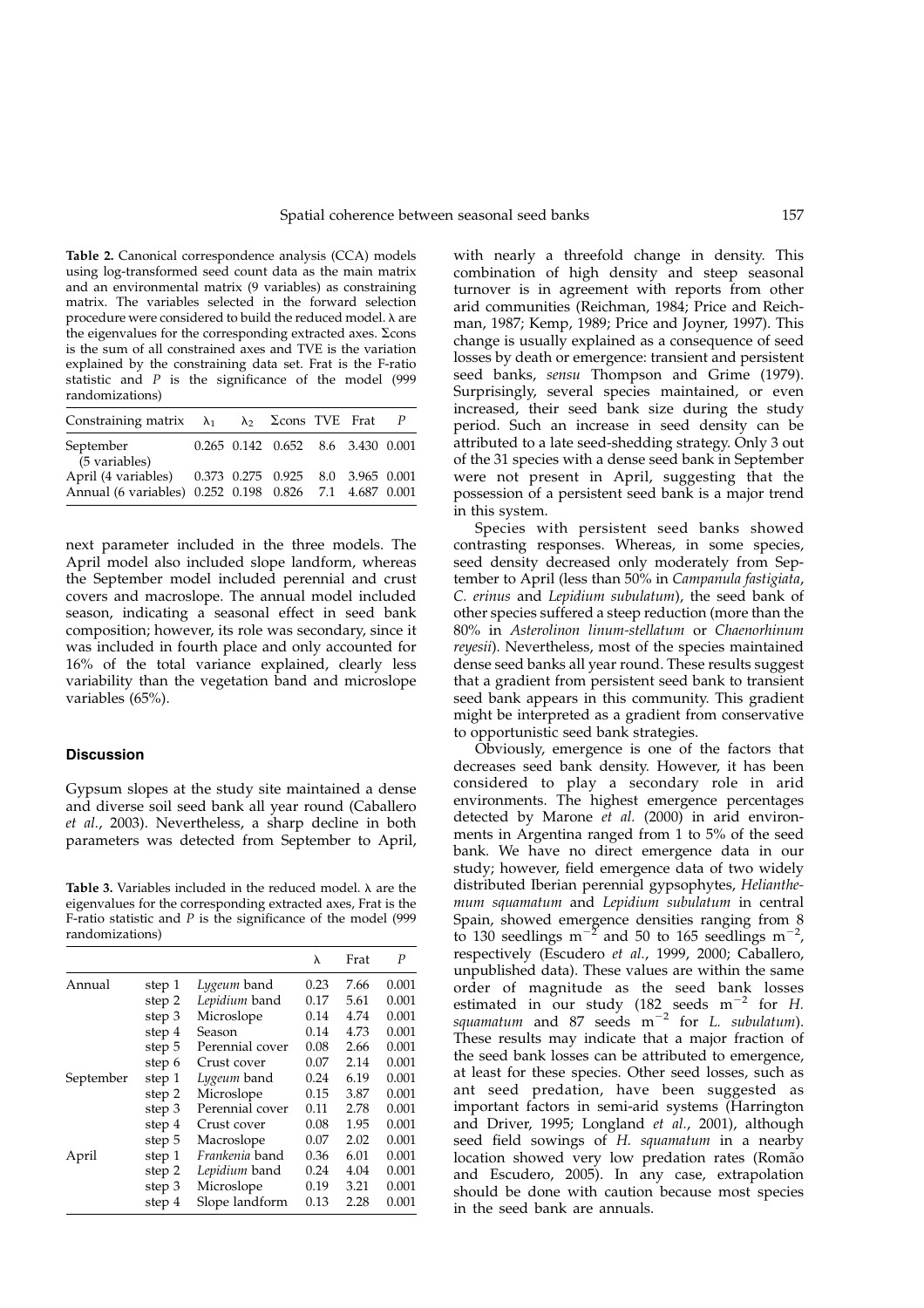**Table 2.** Canonical correspondence analysis (CCA) models using log-transformed seed count data as the main matrix and an environmental matrix (9 variables) as constraining matrix. The variables selected in the forward selection procedure were considered to build the reduced model. λ are the eigenvalues for the corresponding extracted axes. Σcons is the sum of all constrained axes and TVE is the variation explained by the constraining data set. Frat is the F-ratio statistic and *P* is the significance of the model (999 randomizations)

| Constraining matrix | $\lambda_1$ | $\lambda_2$ | Σcons | TVE | Frat | *P* |
|---|---|---|---|---|---|---|
| September (5 variables) | 0.265 | 0.142 | 0.652 | 8.6 | 3.430 | 0.001 |
| April (4 variables) | 0.373 | 0.275 | 0.925 | 8.0 | 3.965 | 0.001 |
| Annual (6 variables) | 0.252 | 0.198 | 0.826 | 7.1 | 4.687 | 0.001 |

next parameter included in the three models. The April model also included slope landform, whereas the September model included perennial and crust covers and macroslope. The annual model included season, indicating a seasonal effect in seed bank composition; however, its role was secondary, since it was included in fourth place and only accounted for 16% of the total variance explained, clearly less variability than the vegetation band and microslope variables (65%).

## Discussion

Gypsum slopes at the study site maintained a dense and diverse soil seed bank all year round (Caballero *et al*., 2003). Nevertheless, a sharp decline in both parameters was detected from September to April, with nearly a threefold change in density. This combination of high density and steep seasonal turnover is in agreement with reports from other arid communities (Reichman, 1984; Price and Reichman, 1987; Kemp, 1989; Price and Joyner, 1997). This change is usually explained as a consequence of seed losses by death or emergence: transient and persistent seed banks, *sensu* Thompson and Grime (1979). Surprisingly, several species maintained, or even increased, their seed bank size during the study period. Such an increase in seed density can be attributed to a late seed-shedding strategy. Only 3 out of the 31 species with a dense seed bank in September were not present in April, suggesting that the possession of a persistent seed bank is a major trend in this system.

**Table 3.** Variables included in the reduced model. λ are the eigenvalues for the corresponding extracted axes, Frat is the F-ratio statistic and *P* is the significance of the model (999 randomizations)

| | | | λ | Frat | *P* |
|---|---|---|---|---|---|
| Annual | step 1 | *Lygeum* band | 0.23 | 7.66 | 0.001 |
| | step 2 | *Lepidium* band | 0.17 | 5.61 | 0.001 |
| | step 3 | Microslope | 0.14 | 4.74 | 0.001 |
| | step 4 | Season | 0.14 | 4.73 | 0.001 |
| | step 5 | Perennial cover | 0.08 | 2.66 | 0.001 |
| | step 6 | Crust cover | 0.07 | 2.14 | 0.001 |
| September | step 1 | *Lygeum* band | 0.24 | 6.19 | 0.001 |
| | step 2 | Microslope | 0.15 | 3.87 | 0.001 |
| | step 3 | Perennial cover | 0.11 | 2.78 | 0.001 |
| | step 4 | Crust cover | 0.08 | 1.95 | 0.001 |
| | step 5 | Macroslope | 0.07 | 2.02 | 0.001 |
| April | step 1 | *Frankenia* band | 0.36 | 6.01 | 0.001 |
| | step 2 | *Lepidium* band | 0.24 | 4.04 | 0.001 |
| | step 3 | Microslope | 0.19 | 3.21 | 0.001 |
| | step 4 | Slope landform | 0.13 | 2.28 | 0.001 |

Species with persistent seed banks showed contrasting responses. Whereas, in some species, seed density decreased only moderately from September to April (less than 50% in *Campanula fastigiata*, *C. erinus* and *Lepidium subulatum*), the seed bank of other species suffered a steep reduction (more than the 80% in *Asterolinon linum-stellatum* or *Chaenorhinum reyesii*). Nevertheless, most of the species maintained dense seed banks all year round. These results suggest that a gradient from persistent seed bank to transient seed bank appears in this community. This gradient might be interpreted as a gradient from conservative to opportunistic seed bank strategies.

Obviously, emergence is one of the factors that decreases seed bank density. However, it has been considered to play a secondary role in arid environments. The highest emergence percentages detected by Marone *et al*. (2000) in arid environments in Argentina ranged from 1 to 5% of the seed bank. We have no direct emergence data in our study; however, field emergence data of two widely distributed Iberian perennial gypsophytes, *Helianthemum squamatum* and *Lepidium subulatum* in central Spain, showed emergence densities ranging from 8 to 130 seedlings $m^{-2}$ and 50 to 165 seedlings $m^{-2}$, respectively (Escudero *et al*., 1999, 2000; Caballero, unpublished data). These values are within the same order of magnitude as the seed bank losses estimated in our study (182 seeds $m^{-2}$ for *H. squamatum* and 87 seeds $m^{-2}$ for *L. subulatum*). These results may indicate that a major fraction of the seed bank losses can be attributed to emergence, at least for these species. Other seed losses, such as ant seed predation, have been suggested as important factors in semi-arid systems (Harrington and Driver, 1995; Longland *et al*., 2001), although seed field sowings of *H. squamatum* in a nearby location showed very low predation rates (Romão and Escudero, 2005). In any case, extrapolation should be done with caution because most species in the seed bank are annuals.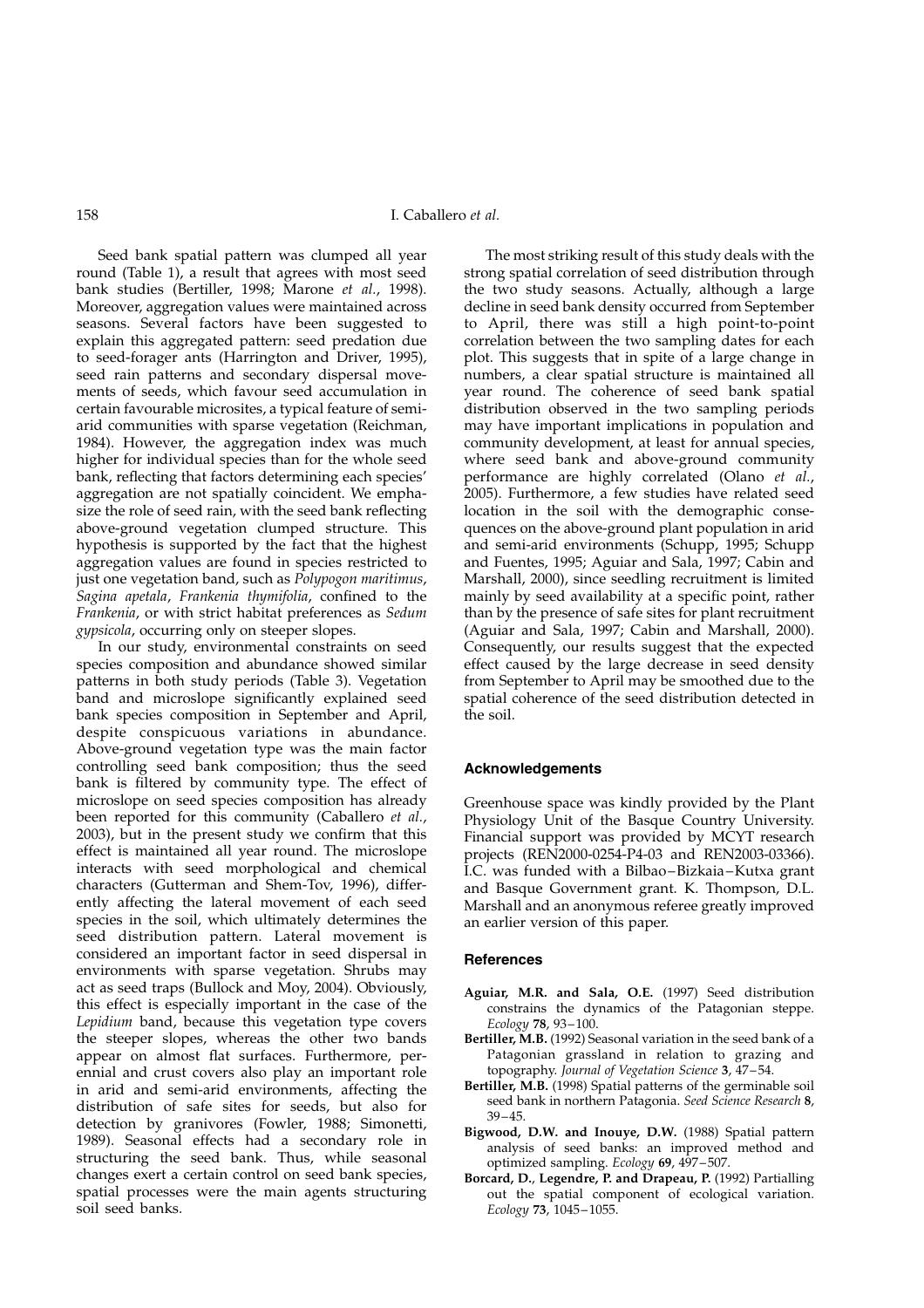Seed bank spatial pattern was clumped all year round (Table 1), a result that agrees with most seed bank studies (Bertiller, 1998; Marone *et al.*, 1998). Moreover, aggregation values were maintained across seasons. Several factors have been suggested to explain this aggregated pattern: seed predation due to seed-forager ants (Harrington and Driver, 1995), seed rain patterns and secondary dispersal movements of seeds, which favour seed accumulation in certain favourable microsites, a typical feature of semi-arid communities with sparse vegetation (Reichman, 1984). However, the aggregation index was much higher for individual species than for the whole seed bank, reflecting that factors determining each species' aggregation are not spatially coincident. We emphasize the role of seed rain, with the seed bank reflecting above-ground vegetation clumped structure. This hypothesis is supported by the fact that the highest aggregation values are found in species restricted to just one vegetation band, such as *Polypogon maritimus*, *Sagina apetala*, *Frankenia thymifolia*, confined to the *Frankenia*, or with strict habitat preferences as *Sedum gypsicola*, occurring only on steeper slopes.

In our study, environmental constraints on seed species composition and abundance showed similar patterns in both study periods (Table 3). Vegetation band and microslope significantly explained seed bank species composition in September and April, despite conspicuous variations in abundance. Above-ground vegetation type was the main factor controlling seed bank composition; thus the seed bank is filtered by community type. The effect of microslope on seed species composition has already been reported for this community (Caballero *et al.*, 2003), but in the present study we confirm that this effect is maintained all year round. The microslope interacts with seed morphological and chemical characters (Gutterman and Shem-Tov, 1996), differently affecting the lateral movement of each seed species in the soil, which ultimately determines the seed distribution pattern. Lateral movement is considered an important factor in seed dispersal in environments with sparse vegetation. Shrubs may act as seed traps (Bullock and Moy, 2004). Obviously, this effect is especially important in the case of the *Lepidium* band, because this vegetation type covers the steeper slopes, whereas the other two bands appear on almost flat surfaces. Furthermore, perennial and crust covers also play an important role in arid and semi-arid environments, affecting the distribution of safe sites for seeds, but also for detection by granivores (Fowler, 1988; Simonetti, 1989). Seasonal effects had a secondary role in structuring the seed bank. Thus, while seasonal changes exert a certain control on seed bank species, spatial processes were the main agents structuring soil seed banks.

The most striking result of this study deals with the strong spatial correlation of seed distribution through the two study seasons. Actually, although a large decline in seed bank density occurred from September to April, there was still a high point-to-point correlation between the two sampling dates for each plot. This suggests that in spite of a large change in numbers, a clear spatial structure is maintained all year round. The coherence of seed bank spatial distribution observed in the two sampling periods may have important implications in population and community development, at least for annual species, where seed bank and above-ground community performance are highly correlated (Olano *et al.*, 2005). Furthermore, a few studies have related seed location in the soil with the demographic consequences on the above-ground plant population in arid and semi-arid environments (Schupp, 1995; Schupp and Fuentes, 1995; Aguiar and Sala, 1997; Cabin and Marshall, 2000), since seedling recruitment is limited mainly by seed availability at a specific point, rather than by the presence of safe sites for plant recruitment (Aguiar and Sala, 1997; Cabin and Marshall, 2000). Consequently, our results suggest that the expected effect caused by the large decrease in seed density from September to April may be smoothed due to the spatial coherence of the seed distribution detected in the soil.

## Acknowledgements

Greenhouse space was kindly provided by the Plant Physiology Unit of the Basque Country University. Financial support was provided by MCYT research projects (REN2000-0254-P4-03 and REN2003-03366). I.C. was funded with a Bilbao–Bizkaia–Kutxa grant and Basque Government grant. K. Thompson, D.L. Marshall and an anonymous referee greatly improved an earlier version of this paper.

## References

**Aguiar, M.R. and Sala, O.E.** (1997) Seed distribution constrains the dynamics of the Patagonian steppe. *Ecology* **78**, 93–100.

**Bertiller, M.B.** (1992) Seasonal variation in the seed bank of a Patagonian grassland in relation to grazing and topography. *Journal of Vegetation Science* **3**, 47–54.

**Bertiller, M.B.** (1998) Spatial patterns of the germinable soil seed bank in northern Patagonia. *Seed Science Research* **8**, 39–45.

**Bigwood, D.W. and Inouye, D.W.** (1988) Spatial pattern analysis of seed banks: an improved method and optimized sampling. *Ecology* **69**, 497–507.

**Borcard, D., Legendre, P. and Drapeau, P.** (1992) Partialling out the spatial component of ecological variation. *Ecology* **73**, 1045–1055.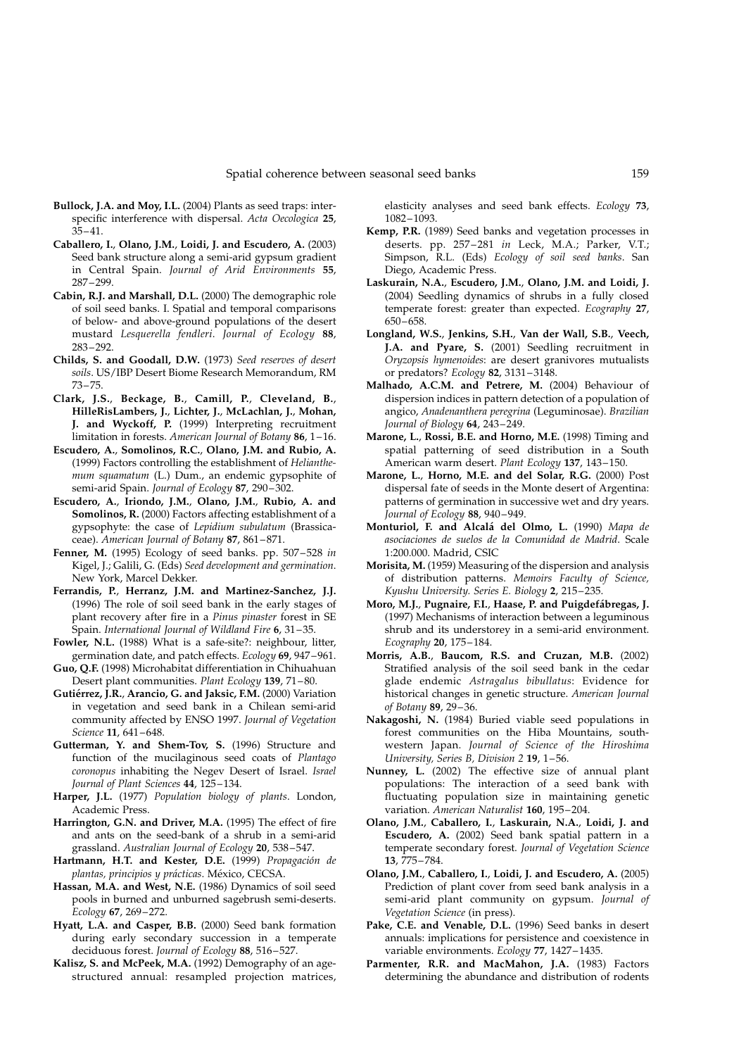**Bullock, J.A. and Moy, I.L.** (2004) Plants as seed traps: interspecific interference with dispersal. *Acta Oecologica* **25**, 35–41.

**Caballero, I., Olano, J.M., Loidi, J. and Escudero, A.** (2003) Seed bank structure along a semi-arid gypsum gradient in Central Spain. *Journal of Arid Environments* **55**, 287–299.

**Cabin, R.J. and Marshall, D.L.** (2000) The demographic role of soil seed banks. I. Spatial and temporal comparisons of below- and above-ground populations of the desert mustard *Lesquerella fendleri*. *Journal of Ecology* **88**, 283–292.

**Childs, S. and Goodall, D.W.** (1973) *Seed reserves of desert soils*. US/IBP Desert Biome Research Memorandum, RM 73–75.

**Clark, J.S., Beckage, B., Camill, P., Cleveland, B., HilleRisLambers, J., Lichter, J., McLachlan, J., Mohan, J. and Wyckoff, P.** (1999) Interpreting recruitment limitation in forests. *American Journal of Botany* **86**, 1–16.

**Escudero, A., Somolinos, R.C., Olano, J.M. and Rubio, A.** (1999) Factors controlling the establishment of *Helianthemum squamatum* (L.) Dum., an endemic gypsophite of semi-arid Spain. *Journal of Ecology* **87**, 290–302.

**Escudero, A., Iriondo, J.M., Olano, J.M., Rubio, A. and Somolinos, R.** (2000) Factors affecting establishment of a gypsophyte: the case of *Lepidium subulatum* (Brassicaceae). *American Journal of Botany* **87**, 861–871.

**Fenner, M.** (1995) Ecology of seed banks. pp. 507–528 *in* Kigel, J.; Galili, G. (Eds) *Seed development and germination*. New York, Marcel Dekker.

**Ferrandis, P., Herranz, J.M. and Martinez-Sanchez, J.J.** (1996) The role of soil seed bank in the early stages of plant recovery after fire in a *Pinus pinaster* forest in SE Spain. *International Journal of Wildland Fire* **6**, 31–35.

**Fowler, N.L.** (1988) What is a safe-site?: neighbour, litter, germination date, and patch effects. *Ecology* **69**, 947–961.

**Guo, Q.F.** (1998) Microhabitat differentiation in Chihuahuan Desert plant communities. *Plant Ecology* **139**, 71–80.

**Gutiérrez, J.R., Arancio, G. and Jaksic, F.M.** (2000) Variation in vegetation and seed bank in a Chilean semi-arid community affected by ENSO 1997. *Journal of Vegetation Science* **11**, 641–648.

**Gutterman, Y. and Shem-Tov, S.** (1996) Structure and function of the mucilaginous seed coats of *Plantago coronopus* inhabiting the Negev Desert of Israel. *Israel Journal of Plant Sciences* **44**, 125–134.

**Harper, J.L.** (1977) *Population biology of plants*. London, Academic Press.

**Harrington, G.N. and Driver, M.A.** (1995) The effect of fire and ants on the seed-bank of a shrub in a semi-arid grassland. *Australian Journal of Ecology* **20**, 538–547.

**Hartmann, H.T. and Kester, D.E.** (1999) *Propagación de plantas, principios y prácticas*. México, CECSA.

**Hassan, M.A. and West, N.E.** (1986) Dynamics of soil seed pools in burned and unburned sagebrush semi-deserts. *Ecology* **67**, 269–272.

**Hyatt, L.A. and Casper, B.B.** (2000) Seed bank formation during early secondary succession in a temperate deciduous forest. *Journal of Ecology* **88**, 516–527.

**Kalisz, S. and McPeek, M.A.** (1992) Demography of an age-structured annual: resampled projection matrices, elasticity analyses and seed bank effects. *Ecology* **73**, 1082–1093.

**Kemp, P.R.** (1989) Seed banks and vegetation processes in deserts. pp. 257–281 *in* Leck, M.A.; Parker, V.T.; Simpson, R.L. (Eds) *Ecology of soil seed banks*. San Diego, Academic Press.

**Laskurain, N.A., Escudero, J.M., Olano, J.M. and Loidi, J.** (2004) Seedling dynamics of shrubs in a fully closed temperate forest: greater than expected. *Ecography* **27**, 650–658.

**Longland, W.S., Jenkins, S.H., Van der Wall, S.B., Veech, J.A. and Pyare, S.** (2001) Seedling recruitment in *Oryzopsis hymenoides*: are desert granivores mutualists or predators? *Ecology* **82**, 3131–3148.

**Malhado, A.C.M. and Petrere, M.** (2004) Behaviour of dispersion indices in pattern detection of a population of angico, *Anadenanthera peregrina* (Leguminosae). *Brazilian Journal of Biology* **64**, 243–249.

**Marone, L., Rossi, B.E. and Horno, M.E.** (1998) Timing and spatial patterning of seed distribution in a South American warm desert. *Plant Ecology* **137**, 143–150.

**Marone, L., Horno, M.E. and del Solar, R.G.** (2000) Post dispersal fate of seeds in the Monte desert of Argentina: patterns of germination in successive wet and dry years. *Journal of Ecology* **88**, 940–949.

**Monturiol, F. and Alcalá del Olmo, L.** (1990) *Mapa de asociaciones de suelos de la Comunidad de Madrid*. Scale 1:200.000. Madrid, CSIC

**Morisita, M.** (1959) Measuring of the dispersion and analysis of distribution patterns. *Memoirs Faculty of Science, Kyushu University. Series E. Biology* **2**, 215–235.

**Moro, M.J., Pugnaire, F.I., Haase, P. and Puigdefábregas, J.** (1997) Mechanisms of interaction between a leguminous shrub and its understorey in a semi-arid environment. *Ecography* **20**, 175–184.

**Morris, A.B., Baucom, R.S. and Cruzan, M.B.** (2002) Stratified analysis of the soil seed bank in the cedar glade endemic *Astragalus bibullatus*: Evidence for historical changes in genetic structure. *American Journal of Botany* **89**, 29–36.

**Nakagoshi, N.** (1984) Buried viable seed populations in forest communities on the Hiba Mountains, southwestern Japan. *Journal of Science of the Hiroshima University, Series B, Division 2* **19**, 1–56.

**Nunney, L.** (2002) The effective size of annual plant populations: The interaction of a seed bank with fluctuating population size in maintaining genetic variation. *American Naturalist* **160**, 195–204.

**Olano, J.M., Caballero, I., Laskurain, N.A., Loidi, J. and Escudero, A.** (2002) Seed bank spatial pattern in a temperate secondary forest. *Journal of Vegetation Science* **13**, 775–784.

**Olano, J.M., Caballero, I., Loidi, J. and Escudero, A.** (2005) Prediction of plant cover from seed bank analysis in a semi-arid plant community on gypsum. *Journal of Vegetation Science* (in press).

**Pake, C.E. and Venable, D.L.** (1996) Seed banks in desert annuals: implications for persistence and coexistence in variable environments. *Ecology* **77**, 1427–1435.

**Parmenter, R.R. and MacMahon, J.A.** (1983) Factors determining the abundance and distribution of rodents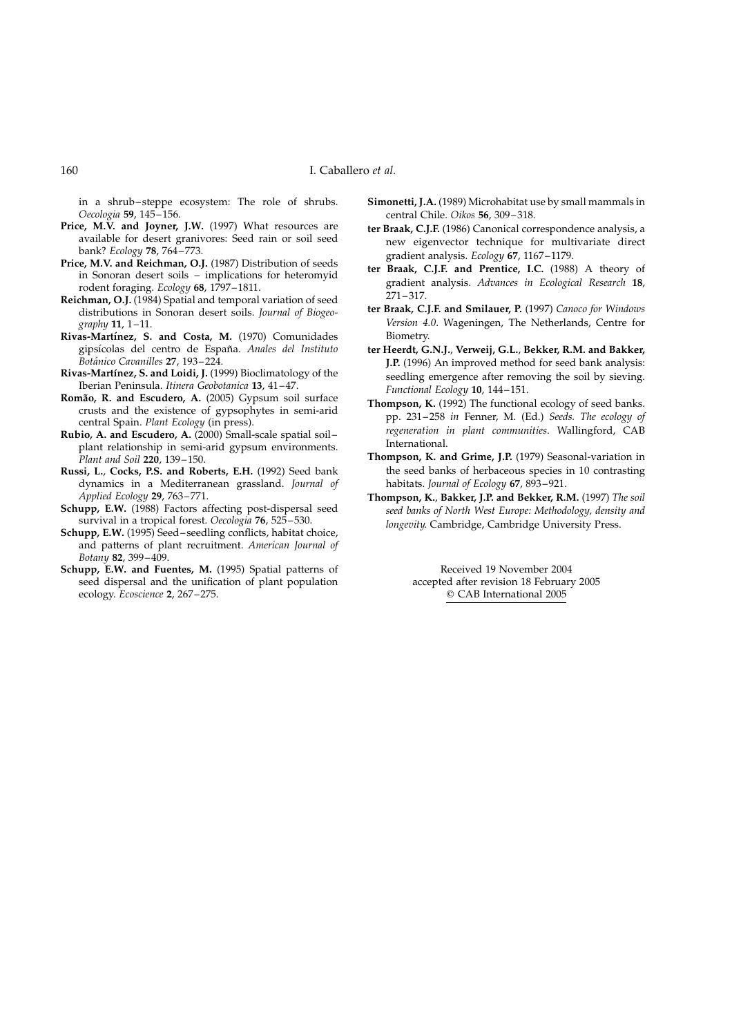in a shrub–steppe ecosystem: The role of shrubs. *Oecologia* **59**, 145–156.

**Price, M.V. and Joyner, J.W.** (1997) What resources are available for desert granivores: Seed rain or soil seed bank? *Ecology* **78**, 764–773.

**Price, M.V. and Reichman, O.J.** (1987) Distribution of seeds in Sonoran desert soils – implications for heteromyid rodent foraging. *Ecology* **68**, 1797–1811.

**Reichman, O.J.** (1984) Spatial and temporal variation of seed distributions in Sonoran desert soils. *Journal of Biogeography* **11**, 1–11.

**Rivas-Martínez, S. and Costa, M.** (1970) Comunidades gipsícolas del centro de España. *Anales del Instituto Botánico Cavanilles* **27**, 193–224.

**Rivas-Martínez, S. and Loidi, J.** (1999) Bioclimatology of the Iberian Peninsula. *Itinera Geobotanica* **13**, 41–47.

**Romão, R. and Escudero, A.** (2005) Gypsum soil surface crusts and the existence of gypsophytes in semi-arid central Spain. *Plant Ecology* (in press).

**Rubio, A. and Escudero, A.** (2000) Small-scale spatial soil–plant relationship in semi-arid gypsum environments. *Plant and Soil* **220**, 139–150.

**Russi, L., Cocks, P.S. and Roberts, E.H.** (1992) Seed bank dynamics in a Mediterranean grassland. *Journal of Applied Ecology* **29**, 763–771.

**Schupp, E.W.** (1988) Factors affecting post-dispersal seed survival in a tropical forest. *Oecologia* **76**, 525–530.

**Schupp, E.W.** (1995) Seed–seedling conflicts, habitat choice, and patterns of plant recruitment. *American Journal of Botany* **82**, 399–409.

**Schupp, E.W. and Fuentes, M.** (1995) Spatial patterns of seed dispersal and the unification of plant population ecology. *Ecoscience* **2**, 267–275.

**Simonetti, J.A.** (1989) Microhabitat use by small mammals in central Chile. *Oikos* **56**, 309–318.

**ter Braak, C.J.F.** (1986) Canonical correspondence analysis, a new eigenvector technique for multivariate direct gradient analysis. *Ecology* **67**, 1167–1179.

**ter Braak, C.J.F. and Prentice, I.C.** (1988) A theory of gradient analysis. *Advances in Ecological Research* **18**, 271–317.

**ter Braak, C.J.F. and Smilauer, P.** (1997) *Canoco for Windows Version 4.0*. Wageningen, The Netherlands, Centre for Biometry.

**ter Heerdt, G.N.J., Verweij, G.L., Bekker, R.M. and Bakker, J.P.** (1996) An improved method for seed bank analysis: seedling emergence after removing the soil by sieving. *Functional Ecology* **10**, 144–151.

**Thompson, K.** (1992) The functional ecology of seed banks. pp. 231–258 *in* Fenner, M. (Ed.) *Seeds. The ecology of regeneration in plant communities*. Wallingford, CAB International.

**Thompson, K. and Grime, J.P.** (1979) Seasonal-variation in the seed banks of herbaceous species in 10 contrasting habitats. *Journal of Ecology* **67**, 893–921.

**Thompson, K., Bakker, J.P. and Bekker, R.M.** (1997) *The soil seed banks of North West Europe: Methodology, density and longevity*. Cambridge, Cambridge University Press.

Received 19 November 2004
accepted after revision 18 February 2005
© CAB International 2005